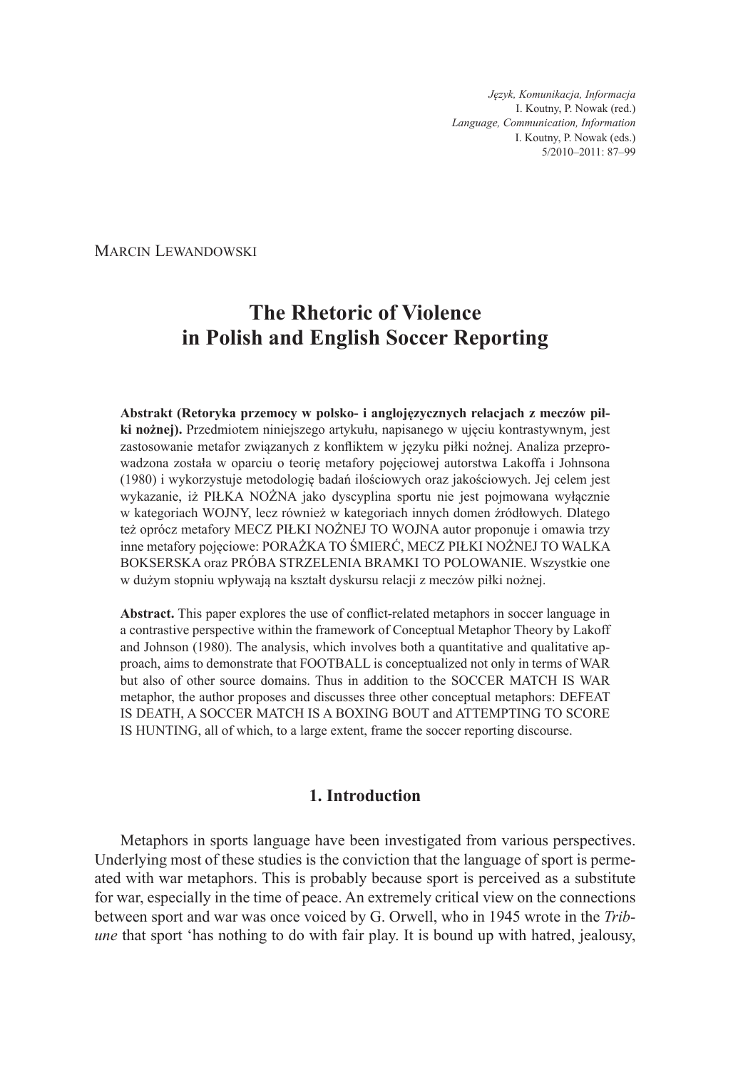*Język, Komunikacja, Informacja*
I. Koutny, P. Nowak (red.)
*Language, Communication, Information*
I. Koutny, P. Nowak (eds.)
5/2010–2011: 87–99

Marcin Lewandowski

# The Rhetoric of Violence in Polish and English Soccer Reporting

**Abstrakt (Retoryka przemocy w polsko- i anglojęzycznych relacjach z meczów piłki nożnej).** Przedmiotem niniejszego artykułu, napisanego w ujęciu kontrastywnym, jest zastosowanie metafor związanych z konfliktem w języku piłki nożnej. Analiza przeprowadzona została w oparciu o teorię metafory pojęciowej autorstwa Lakoffa i Johnsona (1980) i wykorzystuje metodologię badań ilościowych oraz jakościowych. Jej celem jest wykazanie, iż PIŁKA NOŻNA jako dyscyplina sportu nie jest pojmowana wyłącznie w kategoriach WOJNY, lecz również w kategoriach innych domen źródłowych. Dlatego też oprócz metafory MECZ PIŁKI NOŻNEJ TO WOJNA autor proponuje i omawia trzy inne metafory pojęciowe: PORAŻKA TO ŚMIERĆ, MECZ PIŁKI NOŻNEJ TO WALKA BOKSERSKA oraz PRÓBA STRZELENIA BRAMKI TO POLOWANIE. Wszystkie one w dużym stopniu wpływają na kształt dyskursu relacji z meczów piłki nożnej.

**Abstract.** This paper explores the use of conflict-related metaphors in soccer language in a contrastive perspective within the framework of Conceptual Metaphor Theory by Lakoff and Johnson (1980). The analysis, which involves both a quantitative and qualitative approach, aims to demonstrate that FOOTBALL is conceptualized not only in terms of WAR but also of other source domains. Thus in addition to the SOCCER MATCH IS WAR metaphor, the author proposes and discusses three other conceptual metaphors: DEFEAT IS DEATH, A SOCCER MATCH IS A BOXING BOUT and ATTEMPTING TO SCORE IS HUNTING, all of which, to a large extent, frame the soccer reporting discourse.

## 1. Introduction

Metaphors in sports language have been investigated from various perspectives. Underlying most of these studies is the conviction that the language of sport is permeated with war metaphors. This is probably because sport is perceived as a substitute for war, especially in the time of peace. An extremely critical view on the connections between sport and war was once voiced by G. Orwell, who in 1945 wrote in the *Tribune* that sport 'has nothing to do with fair play. It is bound up with hatred, jealousy,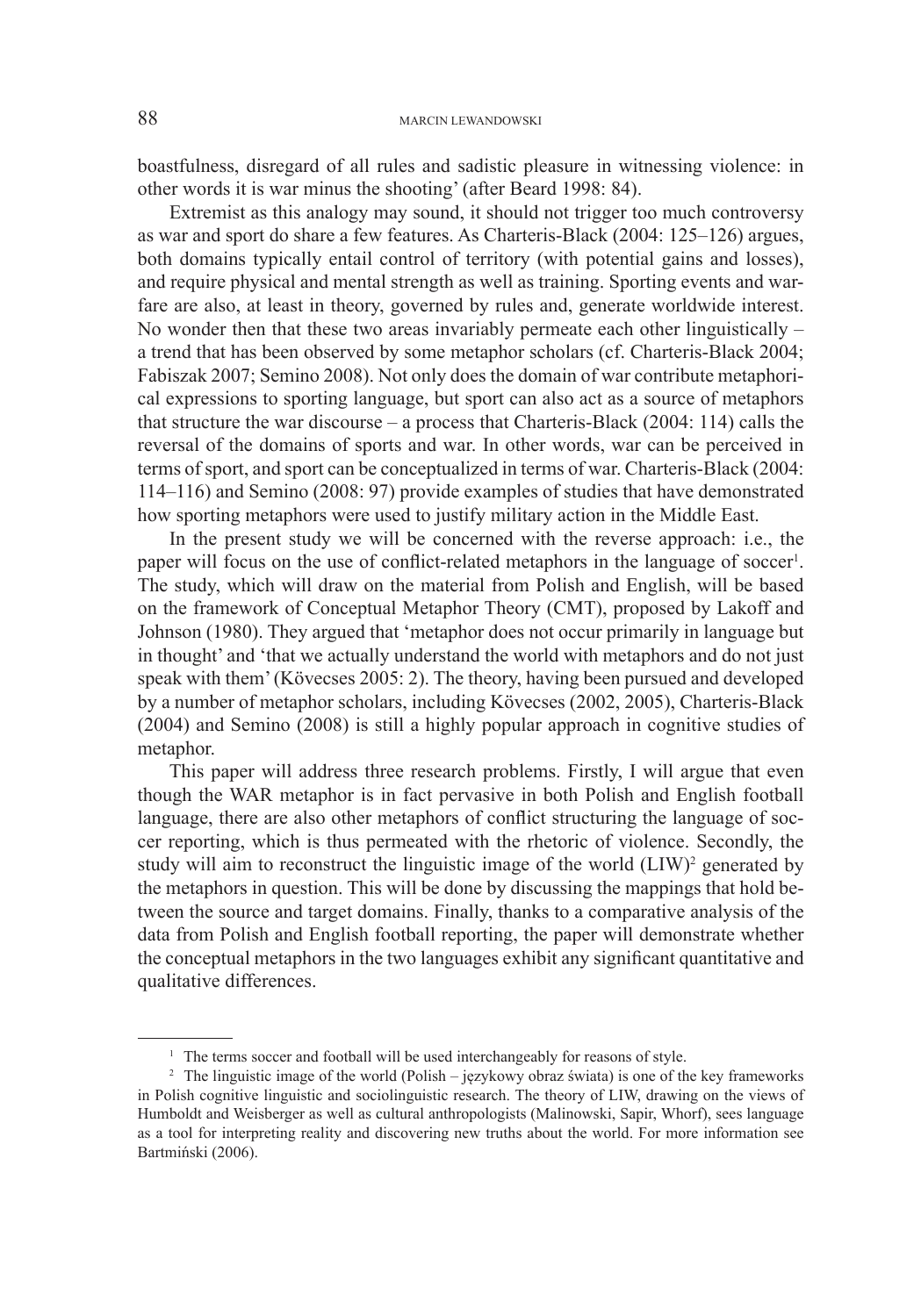boastfulness, disregard of all rules and sadistic pleasure in witnessing violence: in other words it is war minus the shooting' (after Beard 1998: 84).

Extremist as this analogy may sound, it should not trigger too much controversy as war and sport do share a few features. As Charteris-Black (2004: 125–126) argues, both domains typically entail control of territory (with potential gains and losses), and require physical and mental strength as well as training. Sporting events and warfare are also, at least in theory, governed by rules and, generate worldwide interest. No wonder then that these two areas invariably permeate each other linguistically – a trend that has been observed by some metaphor scholars (cf. Charteris-Black 2004; Fabiszak 2007; Semino 2008). Not only does the domain of war contribute metaphorical expressions to sporting language, but sport can also act as a source of metaphors that structure the war discourse – a process that Charteris-Black (2004: 114) calls the reversal of the domains of sports and war. In other words, war can be perceived in terms of sport, and sport can be conceptualized in terms of war. Charteris-Black (2004: 114–116) and Semino (2008: 97) provide examples of studies that have demonstrated how sporting metaphors were used to justify military action in the Middle East.

In the present study we will be concerned with the reverse approach: i.e., the paper will focus on the use of conflict-related metaphors in the language of soccer[1]. The study, which will draw on the material from Polish and English, will be based on the framework of Conceptual Metaphor Theory (CMT), proposed by Lakoff and Johnson (1980). They argued that 'metaphor does not occur primarily in language but in thought' and 'that we actually understand the world with metaphors and do not just speak with them' (Kövecses 2005: 2). The theory, having been pursued and developed by a number of metaphor scholars, including Kövecses (2002, 2005), Charteris-Black (2004) and Semino (2008) is still a highly popular approach in cognitive studies of metaphor.

This paper will address three research problems. Firstly, I will argue that even though the WAR metaphor is in fact pervasive in both Polish and English football language, there are also other metaphors of conflict structuring the language of soccer reporting, which is thus permeated with the rhetoric of violence. Secondly, the study will aim to reconstruct the linguistic image of the world (LIW)[2] generated by the metaphors in question. This will be done by discussing the mappings that hold between the source and target domains. Finally, thanks to a comparative analysis of the data from Polish and English football reporting, the paper will demonstrate whether the conceptual metaphors in the two languages exhibit any significant quantitative and qualitative differences.

---

[1] The terms soccer and football will be used interchangeably for reasons of style.

[2] The linguistic image of the world (Polish – językowy obraz świata) is one of the key frameworks in Polish cognitive linguistic and sociolinguistic research. The theory of LIW, drawing on the views of Humboldt and Weisberger as well as cultural anthropologists (Malinowski, Sapir, Whorf), sees language as a tool for interpreting reality and discovering new truths about the world. For more information see Bartmiński (2006).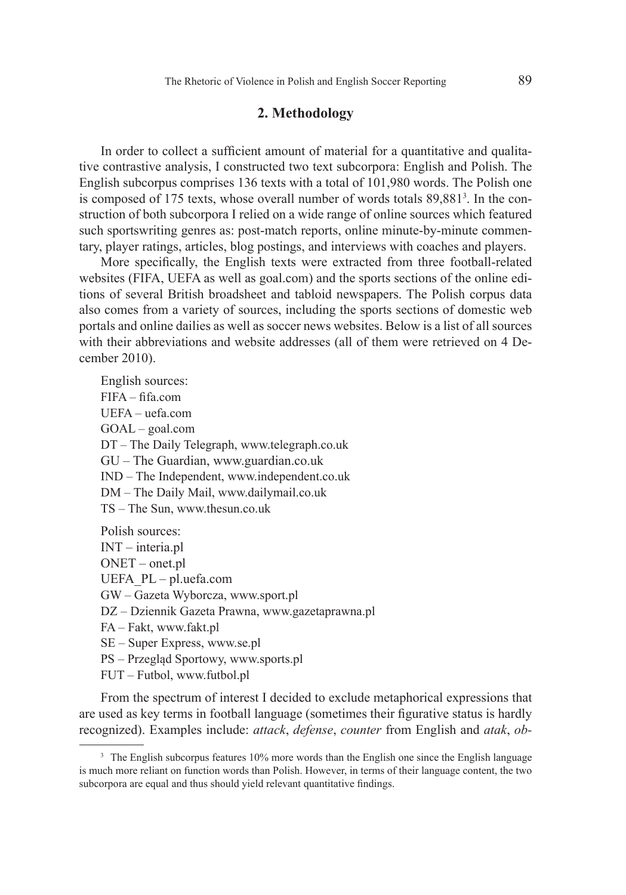## 2. Methodology

In order to collect a sufficient amount of material for a quantitative and qualitative contrastive analysis, I constructed two text subcorpora: English and Polish. The English subcorpus comprises 136 texts with a total of 101,980 words. The Polish one is composed of 175 texts, whose overall number of words totals 89,881[3]. In the construction of both subcorpora I relied on a wide range of online sources which featured such sportswriting genres as: post-match reports, online minute-by-minute commentary, player ratings, articles, blog postings, and interviews with coaches and players.

More specifically, the English texts were extracted from three football-related websites (FIFA, UEFA as well as goal.com) and the sports sections of the online editions of several British broadsheet and tabloid newspapers. The Polish corpus data also comes from a variety of sources, including the sports sections of domestic web portals and online dailies as well as soccer news websites. Below is a list of all sources with their abbreviations and website addresses (all of them were retrieved on 4 December 2010).

English sources:
FIFA – fifa.com
UEFA – uefa.com
GOAL – goal.com
DT – The Daily Telegraph, www.telegraph.co.uk
GU – The Guardian, www.guardian.co.uk
IND – The Independent, www.independent.co.uk
DM – The Daily Mail, www.dailymail.co.uk
TS – The Sun, www.thesun.co.uk

Polish sources:
INT – interia.pl
ONET – onet.pl
UEFA_PL – pl.uefa.com
GW – Gazeta Wyborcza, www.sport.pl
DZ – Dziennik Gazeta Prawna, www.gazetaprawna.pl
FA – Fakt, www.fakt.pl
SE – Super Express, www.se.pl
PS – Przegląd Sportowy, www.sports.pl
FUT – Futbol, www.futbol.pl

From the spectrum of interest I decided to exclude metaphorical expressions that are used as key terms in football language (sometimes their figurative status is hardly recognized). Examples include: *attack*, *defense*, *counter* from English and *atak*, *ob-*

---

[3] The English subcorpus features 10% more words than the English one since the English language is much more reliant on function words than Polish. However, in terms of their language content, the two subcorpora are equal and thus should yield relevant quantitative findings.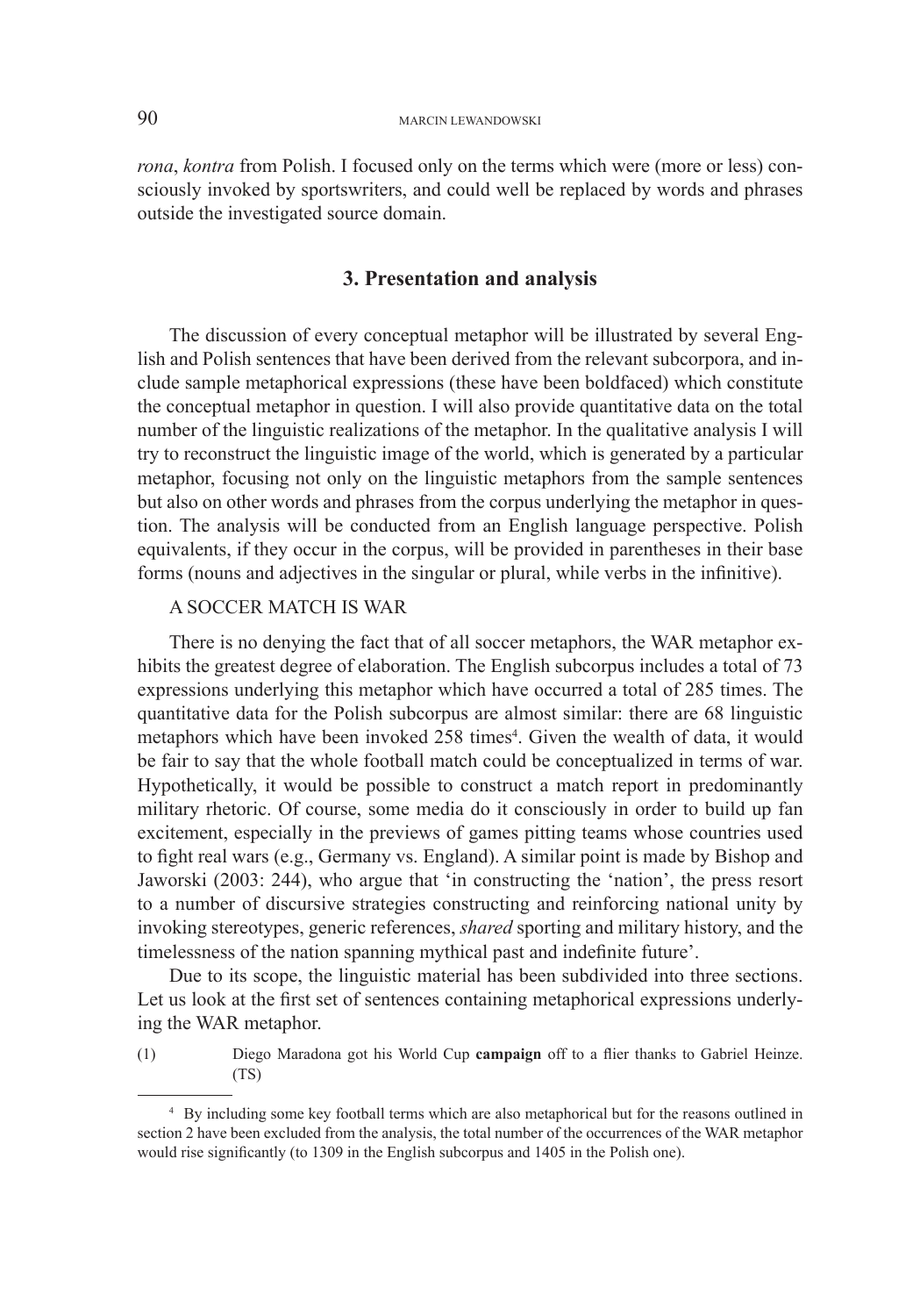*rona*, *kontra* from Polish. I focused only on the terms which were (more or less) consciously invoked by sportswriters, and could well be replaced by words and phrases outside the investigated source domain.

## 3. Presentation and analysis

The discussion of every conceptual metaphor will be illustrated by several English and Polish sentences that have been derived from the relevant subcorpora, and include sample metaphorical expressions (these have been boldfaced) which constitute the conceptual metaphor in question. I will also provide quantitative data on the total number of the linguistic realizations of the metaphor. In the qualitative analysis I will try to reconstruct the linguistic image of the world, which is generated by a particular metaphor, focusing not only on the linguistic metaphors from the sample sentences but also on other words and phrases from the corpus underlying the metaphor in question. The analysis will be conducted from an English language perspective. Polish equivalents, if they occur in the corpus, will be provided in parentheses in their base forms (nouns and adjectives in the singular or plural, while verbs in the infinitive).

A SOCCER MATCH IS WAR

There is no denying the fact that of all soccer metaphors, the WAR metaphor exhibits the greatest degree of elaboration. The English subcorpus includes a total of 73 expressions underlying this metaphor which have occurred a total of 285 times. The quantitative data for the Polish subcorpus are almost similar: there are 68 linguistic metaphors which have been invoked 258 times[4]. Given the wealth of data, it would be fair to say that the whole football match could be conceptualized in terms of war. Hypothetically, it would be possible to construct a match report in predominantly military rhetoric. Of course, some media do it consciously in order to build up fan excitement, especially in the previews of games pitting teams whose countries used to fight real wars (e.g., Germany vs. England). A similar point is made by Bishop and Jaworski (2003: 244), who argue that 'in constructing the 'nation', the press resort to a number of discursive strategies constructing and reinforcing national unity by invoking stereotypes, generic references, *shared* sporting and military history, and the timelessness of the nation spanning mythical past and indefinite future'.

Due to its scope, the linguistic material has been subdivided into three sections. Let us look at the first set of sentences containing metaphorical expressions underlying the WAR metaphor.

(1) Diego Maradona got his World Cup **campaign** off to a flier thanks to Gabriel Heinze. (TS)

---

[4] By including some key football terms which are also metaphorical but for the reasons outlined in section 2 have been excluded from the analysis, the total number of the occurrences of the WAR metaphor would rise significantly (to 1309 in the English subcorpus and 1405 in the Polish one).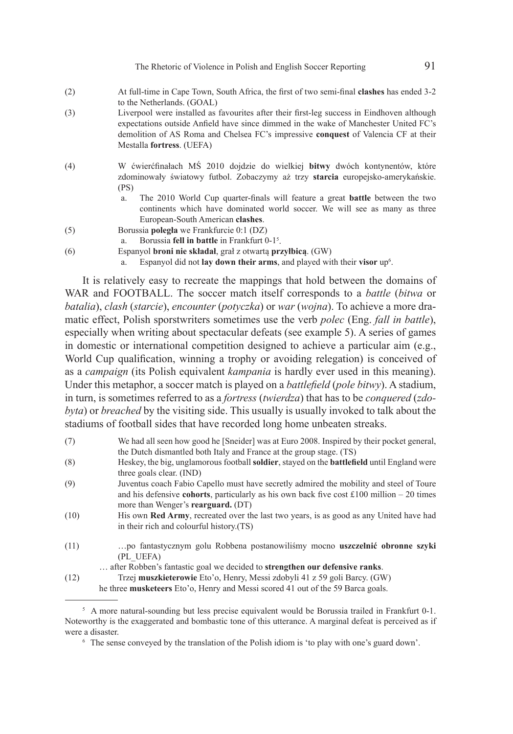(2) At full-time in Cape Town, South Africa, the first of two semi-final **clashes** has ended 3-2 to the Netherlands. (GOAL)

(3) Liverpool were installed as favourites after their first-leg success in Eindhoven although expectations outside Anfield have since dimmed in the wake of Manchester United FC's demolition of AS Roma and Chelsea FC's impressive **conquest** of Valencia CF at their Mestalla **fortress**. (UEFA)

(4) W ćwierćfinałach MŚ 2010 dojdzie do wielkiej **bitwy** dwóch kontynentów, które zdominowały światowy futbol. Zobaczymy aż trzy **starcia** europejsko-amerykańskie. (PS)

  a. The 2010 World Cup quarter-finals will feature a great **battle** between the two continents which have dominated world soccer. We will see as many as three European-South American **clashes**.

(5) Borussia **poległa** we Frankfurcie 0:1 (DZ)

  a. Borussia **fell in battle** in Frankfurt 0-1[5].

(6) Espanyol **broni nie składał**, grał z otwartą **przyłbicą**. (GW)

  a. Espanyol did not **lay down their arms**, and played with their **visor** up[6].

It is relatively easy to recreate the mappings that hold between the domains of WAR and FOOTBALL. The soccer match itself corresponds to a *battle* (*bitwa* or *batalia*), *clash* (*starcie*), *encounter* (*potyczka*) or *war* (*wojna*). To achieve a more dramatic effect, Polish sportswriters sometimes use the verb *polec* (Eng. *fall in battle*), especially when writing about spectacular defeats (see example 5). A series of games in domestic or international competition designed to achieve a particular aim (e.g., World Cup qualification, winning a trophy or avoiding relegation) is conceived of as a *campaign* (its Polish equivalent *kampania* is hardly ever used in this meaning). Under this metaphor, a soccer match is played on a *battlefield* (*pole bitwy*). A stadium, in turn, is sometimes referred to as a *fortress* (*twierdza*) that has to be *conquered* (*zdobyta*) or *breached* by the visiting side. This usually is usually invoked to talk about the stadiums of football sides that have recorded long home unbeaten streaks.

(7) We had all seen how good he [Sneider] was at Euro 2008. Inspired by their pocket general, the Dutch dismantled both Italy and France at the group stage. (TS)

(8) Heskey, the big, unglamorous football **soldier**, stayed on the **battlefield** until England were three goals clear. (IND)

(9) Juventus coach Fabio Capello must have secretly admired the mobility and steel of Toure and his defensive **cohorts**, particularly as his own back five cost £100 million – 20 times more than Wenger's **rearguard.** (DT)

(10) His own **Red Army**, recreated over the last two years, is as good as any United have had in their rich and colourful history.(TS)

(11) …po fantastycznym golu Robbena postanowiliśmy mocno **uszczelnić obronne szyki** (PL_UEFA)

… after Robben's fantastic goal we decided to **strengthen our defensive ranks**.

(12) Trzej **muszkieterowie** Eto'o, Henry, Messi zdobyli 41 z 59 goli Barcy. (GW)

he three **musketeers** Eto'o, Henry and Messi scored 41 out of the 59 Barca goals.

---

[5] A more natural-sounding but less precise equivalent would be Borussia trailed in Frankfurt 0-1. Noteworthy is the exaggerated and bombastic tone of this utterance. A marginal defeat is perceived as if were a disaster.

[6] The sense conveyed by the translation of the Polish idiom is 'to play with one's guard down'.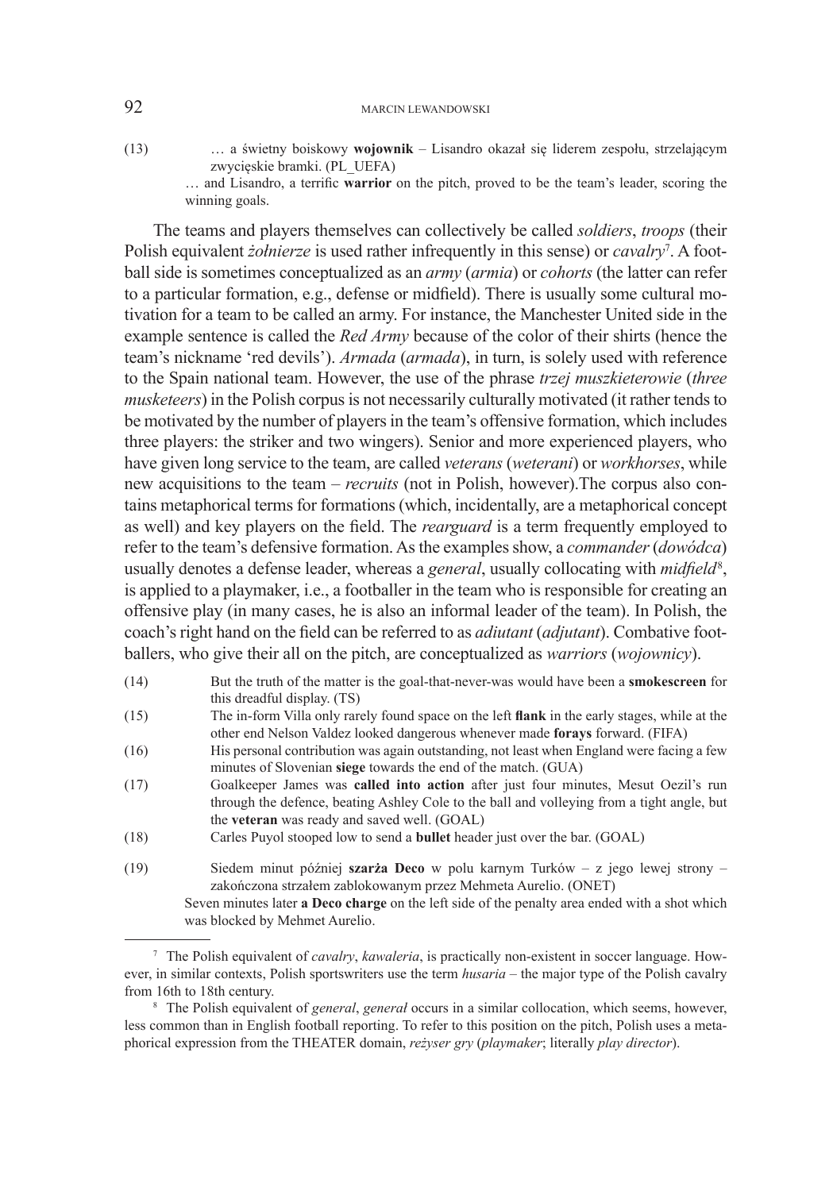(13) … a świetny boiskowy **wojownik** – Lisandro okazał się liderem zespołu, strzelającym zwycięskie bramki. (PL_UEFA)
… and Lisandro, a terrific **warrior** on the pitch, proved to be the team's leader, scoring the winning goals.

The teams and players themselves can collectively be called *soldiers*, *troops* (their Polish equivalent *żołnierze* is used rather infrequently in this sense) or *cavalry*[7]. A football side is sometimes conceptualized as an *army* (*armia*) or *cohorts* (the latter can refer to a particular formation, e.g., defense or midfield). There is usually some cultural motivation for a team to be called an army. For instance, the Manchester United side in the example sentence is called the *Red Army* because of the color of their shirts (hence the team's nickname 'red devils'). *Armada* (*armada*), in turn, is solely used with reference to the Spain national team. However, the use of the phrase *trzej muszkieterowie* (*three musketeers*) in the Polish corpus is not necessarily culturally motivated (it rather tends to be motivated by the number of players in the team's offensive formation, which includes three players: the striker and two wingers). Senior and more experienced players, who have given long service to the team, are called *veterans* (*weterani*) or *workhorses*, while new acquisitions to the team – *recruits* (not in Polish, however).The corpus also contains metaphorical terms for formations (which, incidentally, are a metaphorical concept as well) and key players on the field. The *rearguard* is a term frequently employed to refer to the team's defensive formation. As the examples show, a *commander* (*dowódca*) usually denotes a defense leader, whereas a *general*, usually collocating with *midfield*[8], is applied to a playmaker, i.e., a footballer in the team who is responsible for creating an offensive play (in many cases, he is also an informal leader of the team). In Polish, the coach's right hand on the field can be referred to as *adiutant* (*adjutant*). Combative footballers, who give their all on the pitch, are conceptualized as *warriors* (*wojownicy*).

(14) But the truth of the matter is the goal-that-never-was would have been a **smokescreen** for this dreadful display. (TS)

(15) The in-form Villa only rarely found space on the left **flank** in the early stages, while at the other end Nelson Valdez looked dangerous whenever made **forays** forward. (FIFA)

(16) His personal contribution was again outstanding, not least when England were facing a few minutes of Slovenian **siege** towards the end of the match. (GUA)

(17) Goalkeeper James was **called into action** after just four minutes, Mesut Oezil's run through the defence, beating Ashley Cole to the ball and volleying from a tight angle, but the **veteran** was ready and saved well. (GOAL)

(18) Carles Puyol stooped low to send a **bullet** header just over the bar. (GOAL)

(19) Siedem minut później **szarża Deco** w polu karnym Turków – z jego lewej strony – zakończona strzałem zablokowanym przez Mehmeta Aurelio. (ONET)
Seven minutes later **a Deco charge** on the left side of the penalty area ended with a shot which was blocked by Mehmet Aurelio.

---

[7] The Polish equivalent of *cavalry*, *kawaleria*, is practically non-existent in soccer language. However, in similar contexts, Polish sportswriters use the term *husaria* – the major type of the Polish cavalry from 16th to 18th century.

[8] The Polish equivalent of *general*, *generał* occurs in a similar collocation, which seems, however, less common than in English football reporting. To refer to this position on the pitch, Polish uses a metaphorical expression from the THEATER domain, *reżyser gry* (*playmaker*; literally *play director*).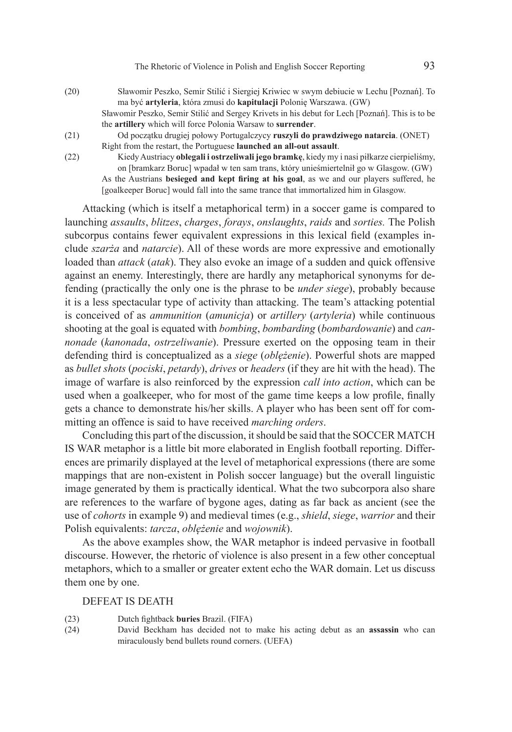(20) Sławomir Peszko, Semir Stilić i Siergiej Kriwiec w swym debiucie w Lechu [Poznań]. To ma być **artyleria**, która zmusi do **kapitulacji** Polonię Warszawa. (GW)
Sławomir Peszko, Semir Stilić and Sergey Krivets in his debut for Lech [Poznań]. This is to be the **artillery** which will force Polonia Warsaw to **surrender**.

(21) Od początku drugiej połowy Portugalczycy **ruszyli do prawdziwego natarcia**. (ONET)
Right from the restart, the Portuguese **launched an all-out assault**.

(22) Kiedy Austriacy **oblegali i ostrzeliwali jego bramkę**, kiedy my i nasi piłkarze cierpieliśmy, on [bramkarz Boruc] wpadał w ten sam trans, który unieśmiertelnił go w Glasgow. (GW)
As the Austrians **besieged and kept firing at his goal**, as we and our players suffered, he [goalkeeper Boruc] would fall into the same trance that immortalized him in Glasgow.

Attacking (which is itself a metaphorical term) in a soccer game is compared to launching *assaults*, *blitzes*, *charges*, *forays*, *onslaughts*, *raids* and *sorties.* The Polish subcorpus contains fewer equivalent expressions in this lexical field (examples include *szarża* and *natarcie*). All of these words are more expressive and emotionally loaded than *attack* (*atak*). They also evoke an image of a sudden and quick offensive against an enemy. Interestingly, there are hardly any metaphorical synonyms for defending (practically the only one is the phrase to be *under siege*), probably because it is a less spectacular type of activity than attacking. The team's attacking potential is conceived of as *ammunition* (*amunicja*) or *artillery* (*artyleria*) while continuous shooting at the goal is equated with *bombing*, *bombarding* (*bombardowanie*) and *cannonade* (*kanonada*, *ostrzeliwanie*). Pressure exerted on the opposing team in their defending third is conceptualized as a *siege* (*oblężenie*). Powerful shots are mapped as *bullet shots* (*pociski*, *petardy*), *drives* or *headers* (if they are hit with the head). The image of warfare is also reinforced by the expression *call into action*, which can be used when a goalkeeper, who for most of the game time keeps a low profile, finally gets a chance to demonstrate his/her skills. A player who has been sent off for committing an offence is said to have received *marching orders*.

Concluding this part of the discussion, it should be said that the SOCCER MATCH IS WAR metaphor is a little bit more elaborated in English football reporting. Differences are primarily displayed at the level of metaphorical expressions (there are some mappings that are non-existent in Polish soccer language) but the overall linguistic image generated by them is practically identical. What the two subcorpora also share are references to the warfare of bygone ages, dating as far back as ancient (see the use of *cohorts* in example 9) and medieval times (e.g., *shield*, *siege*, *warrior* and their Polish equivalents: *tarcza*, *oblężenie* and *wojownik*).

As the above examples show, the WAR metaphor is indeed pervasive in football discourse. However, the rhetoric of violence is also present in a few other conceptual metaphors, which to a smaller or greater extent echo the WAR domain. Let us discuss them one by one.

DEFEAT IS DEATH

(23) Dutch fightback **buries** Brazil. (FIFA)

(24) David Beckham has decided not to make his acting debut as an **assassin** who can miraculously bend bullets round corners. (UEFA)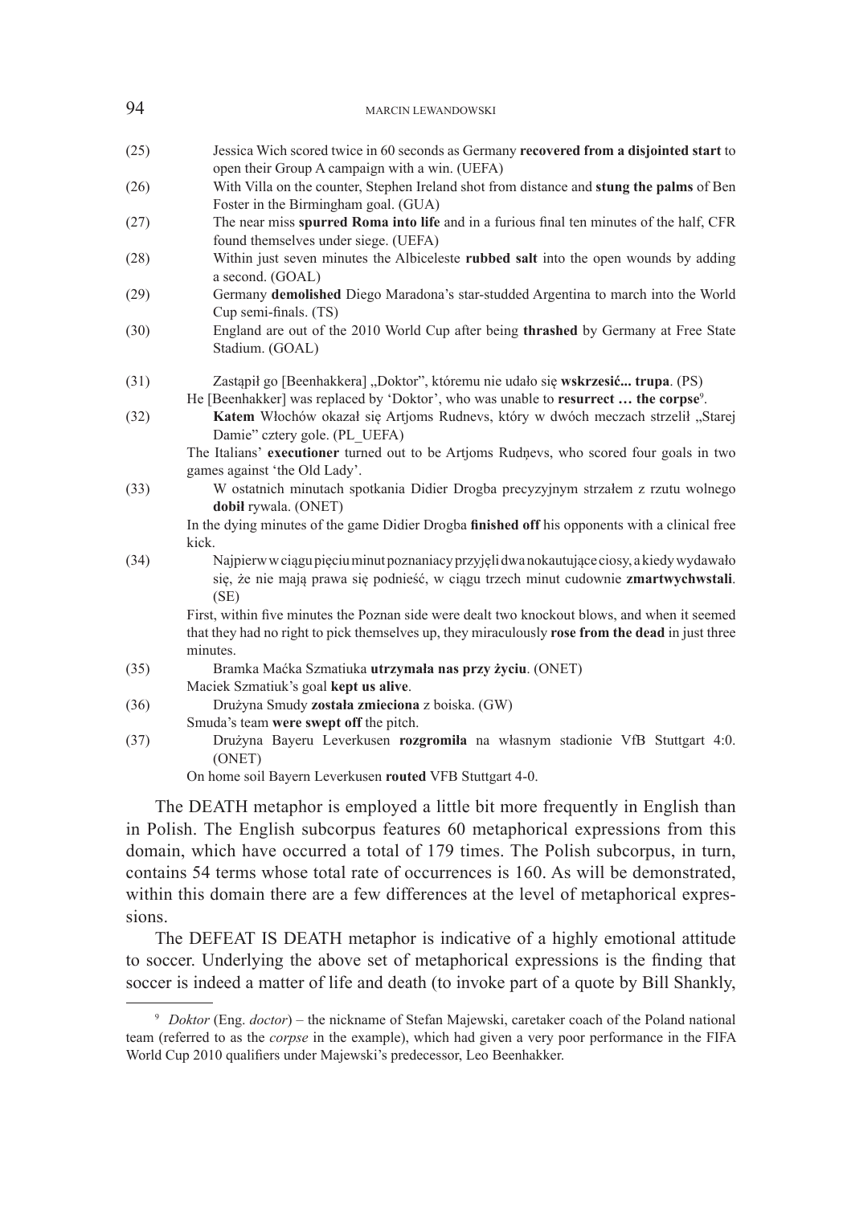(25) Jessica Wich scored twice in 60 seconds as Germany **recovered from a disjointed start** to open their Group A campaign with a win. (UEFA)

(26) With Villa on the counter, Stephen Ireland shot from distance and **stung the palms** of Ben Foster in the Birmingham goal. (GUA)

(27) The near miss **spurred Roma into life** and in a furious final ten minutes of the half, CFR found themselves under siege. (UEFA)

(28) Within just seven minutes the Albiceleste **rubbed salt** into the open wounds by adding a second. (GOAL)

(29) Germany **demolished** Diego Maradona's star-studded Argentina to march into the World Cup semi-finals. (TS)

(30) England are out of the 2010 World Cup after being **thrashed** by Germany at Free State Stadium. (GOAL)

(31) Zastąpił go [Beenhakkera] „Doktor", któremu nie udało się **wskrzesić... trupa**. (PS)
He [Beenhakker] was replaced by 'Doktor', who was unable to **resurrect … the corpse**[9].

(32) **Katem** Włochów okazał się Artjoms Rudnevs, który w dwóch meczach strzelił „Starej Damie" cztery gole. (PL_UEFA)
The Italians' **executioner** turned out to be Artjoms Rudņevs, who scored four goals in two games against 'the Old Lady'.

(33) W ostatnich minutach spotkania Didier Drogba precyzyjnym strzałem z rzutu wolnego **dobił** rywala. (ONET)
In the dying minutes of the game Didier Drogba **finished off** his opponents with a clinical free kick.

(34) Najpierw w ciągu pięciu minut poznaniacy przyjęli dwa nokautujące ciosy, a kiedy wydawało się, że nie mają prawa się podnieść, w ciągu trzech minut cudownie **zmartwychwstali**. (SE)
First, within five minutes the Poznan side were dealt two knockout blows, and when it seemed that they had no right to pick themselves up, they miraculously **rose from the dead** in just three minutes.

(35) Bramka Maćka Szmatiuka **utrzymała nas przy życiu**. (ONET)
Maciek Szmatiuk's goal **kept us alive**.

(36) Drużyna Smudy **została zmieciona** z boiska. (GW)
Smuda's team **were swept off** the pitch.

(37) Drużyna Bayeru Leverkusen **rozgromiła** na własnym stadionie VfB Stuttgart 4:0. (ONET)
On home soil Bayern Leverkusen **routed** VFB Stuttgart 4-0.

The DEATH metaphor is employed a little bit more frequently in English than in Polish. The English subcorpus features 60 metaphorical expressions from this domain, which have occurred a total of 179 times. The Polish subcorpus, in turn, contains 54 terms whose total rate of occurrences is 160. As will be demonstrated, within this domain there are a few differences at the level of metaphorical expressions.

The DEFEAT IS DEATH metaphor is indicative of a highly emotional attitude to soccer. Underlying the above set of metaphorical expressions is the finding that soccer is indeed a matter of life and death (to invoke part of a quote by Bill Shankly,

[9] *Doktor* (Eng. *doctor*) – the nickname of Stefan Majewski, caretaker coach of the Poland national team (referred to as the *corpse* in the example), which had given a very poor performance in the FIFA World Cup 2010 qualifiers under Majewski's predecessor, Leo Beenhakker.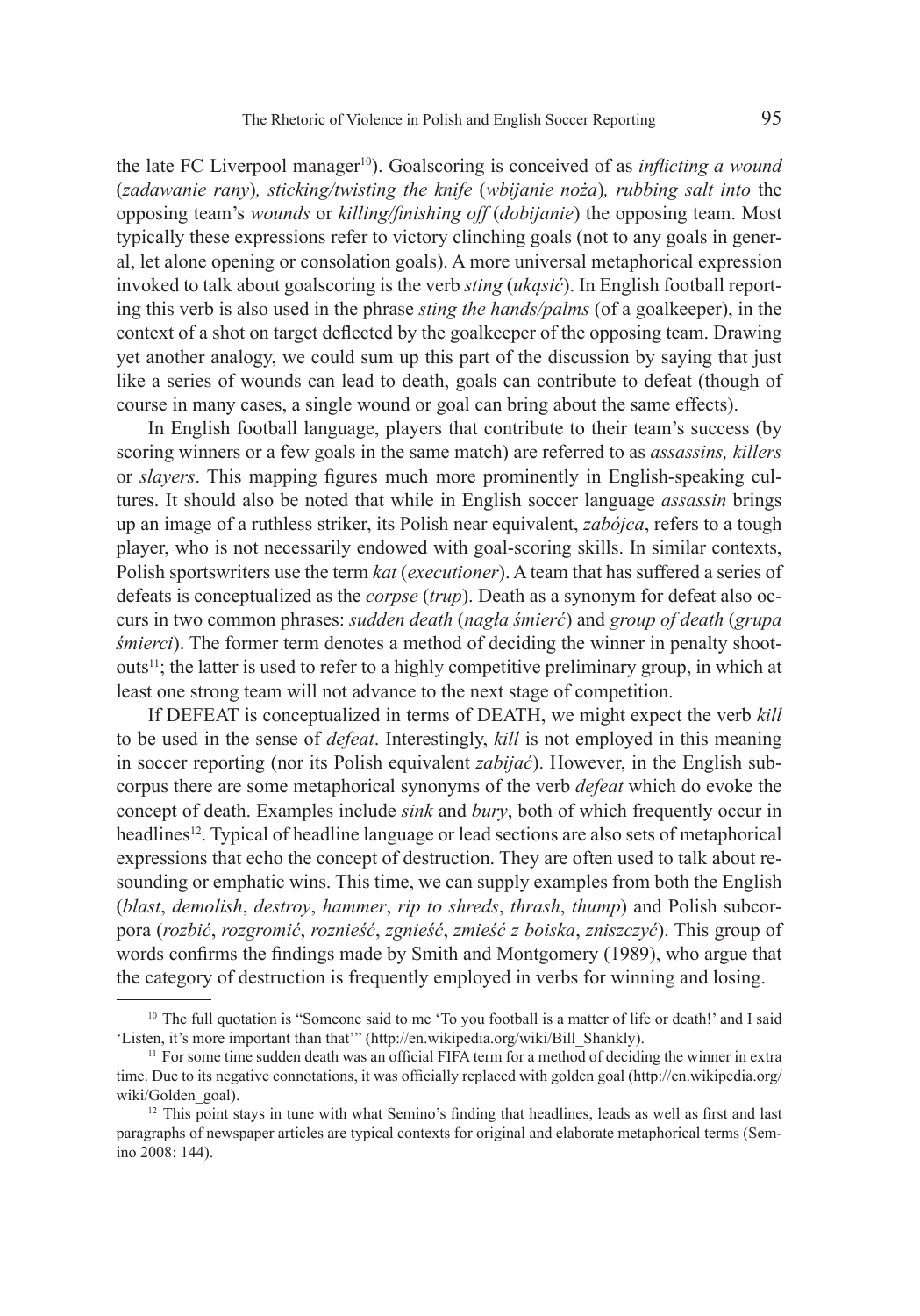the late FC Liverpool manager[10]). Goalscoring is conceived of as *inflicting a wound* (*zadawanie rany*)*, sticking/twisting the knife* (*wbijanie noża*)*, rubbing salt into* the opposing team's *wounds* or *killing/finishing off* (*dobijanie*) the opposing team. Most typically these expressions refer to victory clinching goals (not to any goals in general, let alone opening or consolation goals). A more universal metaphorical expression invoked to talk about goalscoring is the verb *sting* (*ukąsić*). In English football reporting this verb is also used in the phrase *sting the hands/palms* (of a goalkeeper), in the context of a shot on target deflected by the goalkeeper of the opposing team. Drawing yet another analogy, we could sum up this part of the discussion by saying that just like a series of wounds can lead to death, goals can contribute to defeat (though of course in many cases, a single wound or goal can bring about the same effects).

In English football language, players that contribute to their team's success (by scoring winners or a few goals in the same match) are referred to as *assassins, killers* or *slayers*. This mapping figures much more prominently in English-speaking cultures. It should also be noted that while in English soccer language *assassin* brings up an image of a ruthless striker, its Polish near equivalent, *zabójca*, refers to a tough player, who is not necessarily endowed with goal-scoring skills. In similar contexts, Polish sportswriters use the term *kat* (*executioner*). A team that has suffered a series of defeats is conceptualized as the *corpse* (*trup*). Death as a synonym for defeat also occurs in two common phrases: *sudden death* (*nagła śmierć*) and *group of death* (*grupa śmierci*). The former term denotes a method of deciding the winner in penalty shootouts[11]; the latter is used to refer to a highly competitive preliminary group, in which at least one strong team will not advance to the next stage of competition.

If DEFEAT is conceptualized in terms of DEATH, we might expect the verb *kill* to be used in the sense of *defeat*. Interestingly, *kill* is not employed in this meaning in soccer reporting (nor its Polish equivalent *zabijać*). However, in the English subcorpus there are some metaphorical synonyms of the verb *defeat* which do evoke the concept of death. Examples include *sink* and *bury*, both of which frequently occur in headlines[12]. Typical of headline language or lead sections are also sets of metaphorical expressions that echo the concept of destruction. They are often used to talk about resounding or emphatic wins. This time, we can supply examples from both the English (*blast*, *demolish*, *destroy*, *hammer*, *rip to shreds*, *thrash*, *thump*) and Polish subcorpora (*rozbić*, *rozgromić*, *roznieść*, *zgnieść*, *zmieść z boiska*, *zniszczyć*). This group of words confirms the findings made by Smith and Montgomery (1989), who argue that the category of destruction is frequently employed in verbs for winning and losing.

---

[10] The full quotation is "Someone said to me 'To you football is a matter of life or death!' and I said 'Listen, it's more important than that'" (http://en.wikipedia.org/wiki/Bill_Shankly).

[11] For some time sudden death was an official FIFA term for a method of deciding the winner in extra time. Due to its negative connotations, it was officially replaced with golden goal (http://en.wikipedia.org/wiki/Golden_goal).

[12] This point stays in tune with what Semino's finding that headlines, leads as well as first and last paragraphs of newspaper articles are typical contexts for original and elaborate metaphorical terms (Semino 2008: 144).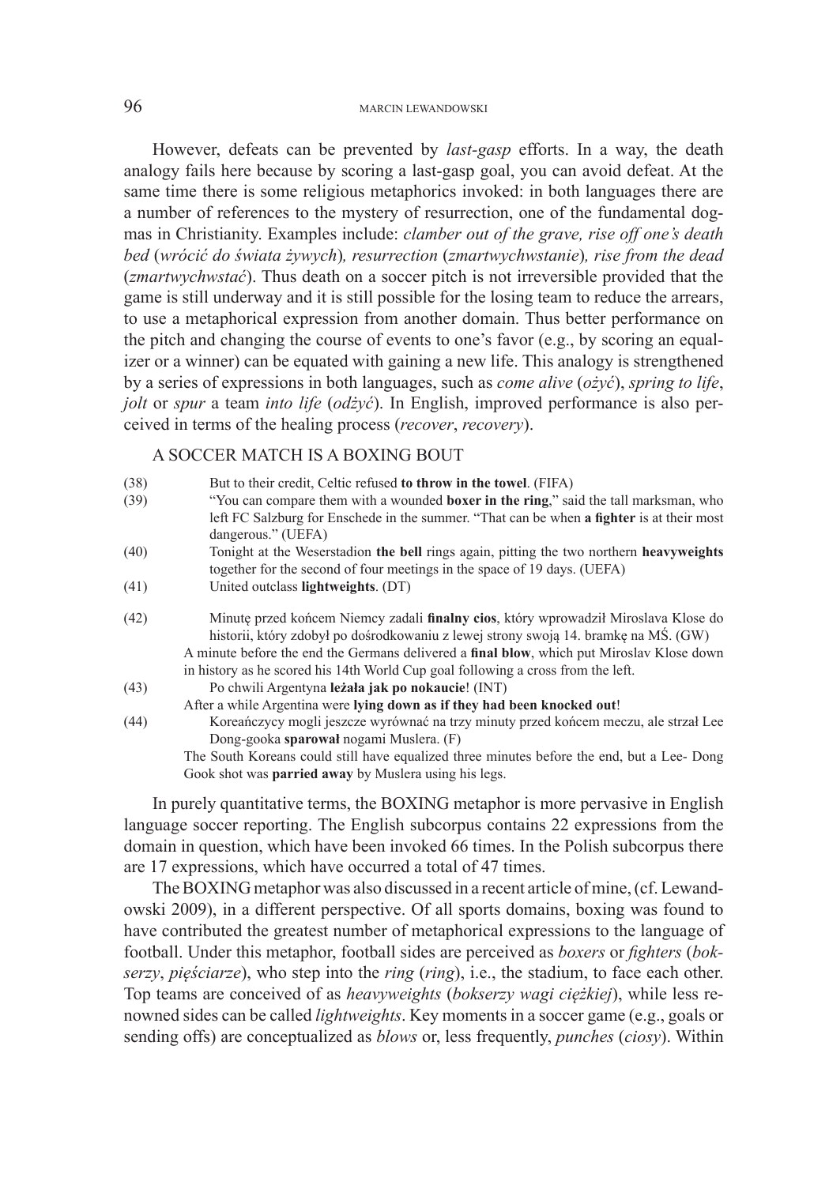However, defeats can be prevented by *last-gasp* efforts. In a way, the death analogy fails here because by scoring a last-gasp goal, you can avoid defeat. At the same time there is some religious metaphorics invoked: in both languages there are a number of references to the mystery of resurrection, one of the fundamental dogmas in Christianity. Examples include: *clamber out of the grave, rise off one's death bed* (*wrócić do świata żywych*)*, resurrection* (*zmartwychwstanie*)*, rise from the dead* (*zmartwychwstać*). Thus death on a soccer pitch is not irreversible provided that the game is still underway and it is still possible for the losing team to reduce the arrears, to use a metaphorical expression from another domain. Thus better performance on the pitch and changing the course of events to one's favor (e.g., by scoring an equalizer or a winner) can be equated with gaining a new life. This analogy is strengthened by a series of expressions in both languages, such as *come alive* (*ożyć*), *spring to life*, *jolt* or *spur* a team *into life* (*odżyć*). In English, improved performance is also perceived in terms of the healing process (*recover*, *recovery*).

A SOCCER MATCH IS A BOXING BOUT

(38) But to their credit, Celtic refused **to throw in the towel**. (FIFA)

(39) "You can compare them with a wounded **boxer in the ring**," said the tall marksman, who left FC Salzburg for Enschede in the summer. "That can be when **a fighter** is at their most dangerous." (UEFA)

(40) Tonight at the Weserstadion **the bell** rings again, pitting the two northern **heavyweights** together for the second of four meetings in the space of 19 days. (UEFA)

(41) United outclass **lightweights**. (DT)

(42) Minutę przed końcem Niemcy zadali **finalny cios**, który wprowadził Miroslava Klose do historii, który zdobył po dośrodkowaniu z lewej strony swoją 14. bramkę na MŚ. (GW)
A minute before the end the Germans delivered a **final blow**, which put Miroslav Klose down in history as he scored his 14th World Cup goal following a cross from the left.

(43) Po chwili Argentyna **leżała jak po nokaucie**! (INT)
After a while Argentina were **lying down as if they had been knocked out**!

(44) Koreańczycy mogli jeszcze wyrównać na trzy minuty przed końcem meczu, ale strzał Lee Dong-gooka **sparował** nogami Muslera. (F)
The South Koreans could still have equalized three minutes before the end, but a Lee- Dong Gook shot was **parried away** by Muslera using his legs.

In purely quantitative terms, the BOXING metaphor is more pervasive in English language soccer reporting. The English subcorpus contains 22 expressions from the domain in question, which have been invoked 66 times. In the Polish subcorpus there are 17 expressions, which have occurred a total of 47 times.

The BOXING metaphor was also discussed in a recent article of mine, (cf. Lewandowski 2009), in a different perspective. Of all sports domains, boxing was found to have contributed the greatest number of metaphorical expressions to the language of football. Under this metaphor, football sides are perceived as *boxers* or *fighters* (*bokserzy*, *pięściarze*), who step into the *ring* (*ring*), i.e., the stadium, to face each other. Top teams are conceived of as *heavyweights* (*bokserzy wagi ciężkiej*), while less renowned sides can be called *lightweights*. Key moments in a soccer game (e.g., goals or sending offs) are conceptualized as *blows* or, less frequently, *punches* (*ciosy*). Within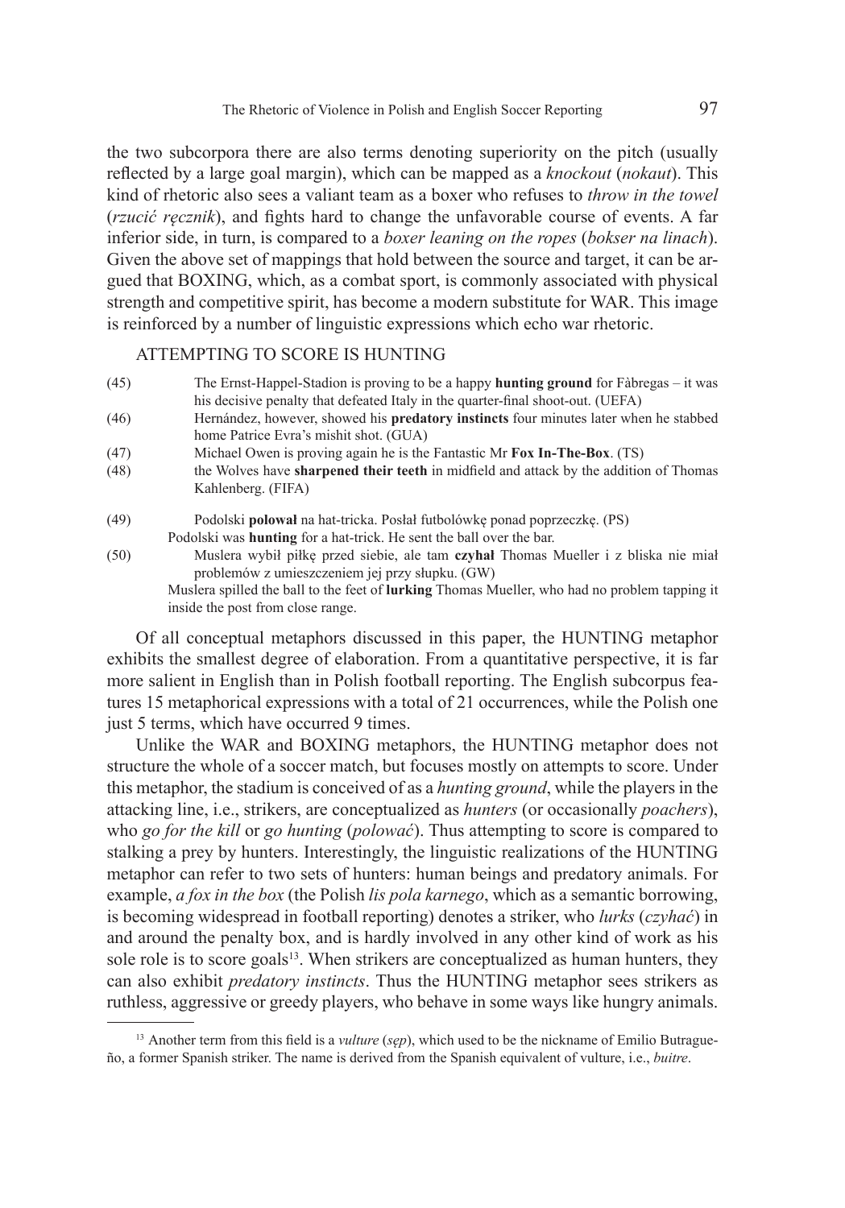the two subcorpora there are also terms denoting superiority on the pitch (usually reflected by a large goal margin), which can be mapped as a *knockout* (*nokaut*). This kind of rhetoric also sees a valiant team as a boxer who refuses to *throw in the towel* (*rzucić ręcznik*), and fights hard to change the unfavorable course of events. A far inferior side, in turn, is compared to a *boxer leaning on the ropes* (*bokser na linach*). Given the above set of mappings that hold between the source and target, it can be argued that BOXING, which, as a combat sport, is commonly associated with physical strength and competitive spirit, has become a modern substitute for WAR. This image is reinforced by a number of linguistic expressions which echo war rhetoric.

ATTEMPTING TO SCORE IS HUNTING

(45) The Ernst-Happel-Stadion is proving to be a happy **hunting ground** for Fàbregas – it was his decisive penalty that defeated Italy in the quarter-final shoot-out. (UEFA)

(46) Hernández, however, showed his **predatory instincts** four minutes later when he stabbed home Patrice Evra's mishit shot. (GUA)

(47) Michael Owen is proving again he is the Fantastic Mr **Fox In-The-Box**. (TS)

(48) the Wolves have **sharpened their teeth** in midfield and attack by the addition of Thomas Kahlenberg. (FIFA)

(49) Podolski **polował** na hat-tricka. Posłał futbolówkę ponad poprzeczkę. (PS)
Podolski was **hunting** for a hat-trick. He sent the ball over the bar.

(50) Muslera wybił piłkę przed siebie, ale tam **czyhał** Thomas Mueller i z bliska nie miał problemów z umieszczeniem jej przy słupku. (GW)
Muslera spilled the ball to the feet of **lurking** Thomas Mueller, who had no problem tapping it inside the post from close range.

Of all conceptual metaphors discussed in this paper, the HUNTING metaphor exhibits the smallest degree of elaboration. From a quantitative perspective, it is far more salient in English than in Polish football reporting. The English subcorpus features 15 metaphorical expressions with a total of 21 occurrences, while the Polish one just 5 terms, which have occurred 9 times.

Unlike the WAR and BOXING metaphors, the HUNTING metaphor does not structure the whole of a soccer match, but focuses mostly on attempts to score. Under this metaphor, the stadium is conceived of as a *hunting ground*, while the players in the attacking line, i.e., strikers, are conceptualized as *hunters* (or occasionally *poachers*), who *go for the kill* or *go hunting* (*polować*). Thus attempting to score is compared to stalking a prey by hunters. Interestingly, the linguistic realizations of the HUNTING metaphor can refer to two sets of hunters: human beings and predatory animals. For example, *a fox in the box* (the Polish *lis pola karnego*, which as a semantic borrowing, is becoming widespread in football reporting) denotes a striker, who *lurks* (*czyhać*) in and around the penalty box, and is hardly involved in any other kind of work as his sole role is to score goals[13]. When strikers are conceptualized as human hunters, they can also exhibit *predatory instincts*. Thus the HUNTING metaphor sees strikers as ruthless, aggressive or greedy players, who behave in some ways like hungry animals.

[13] Another term from this field is a *vulture* (*sęp*), which used to be the nickname of Emilio Butragueño, a former Spanish striker. The name is derived from the Spanish equivalent of vulture, i.e., *buitre*.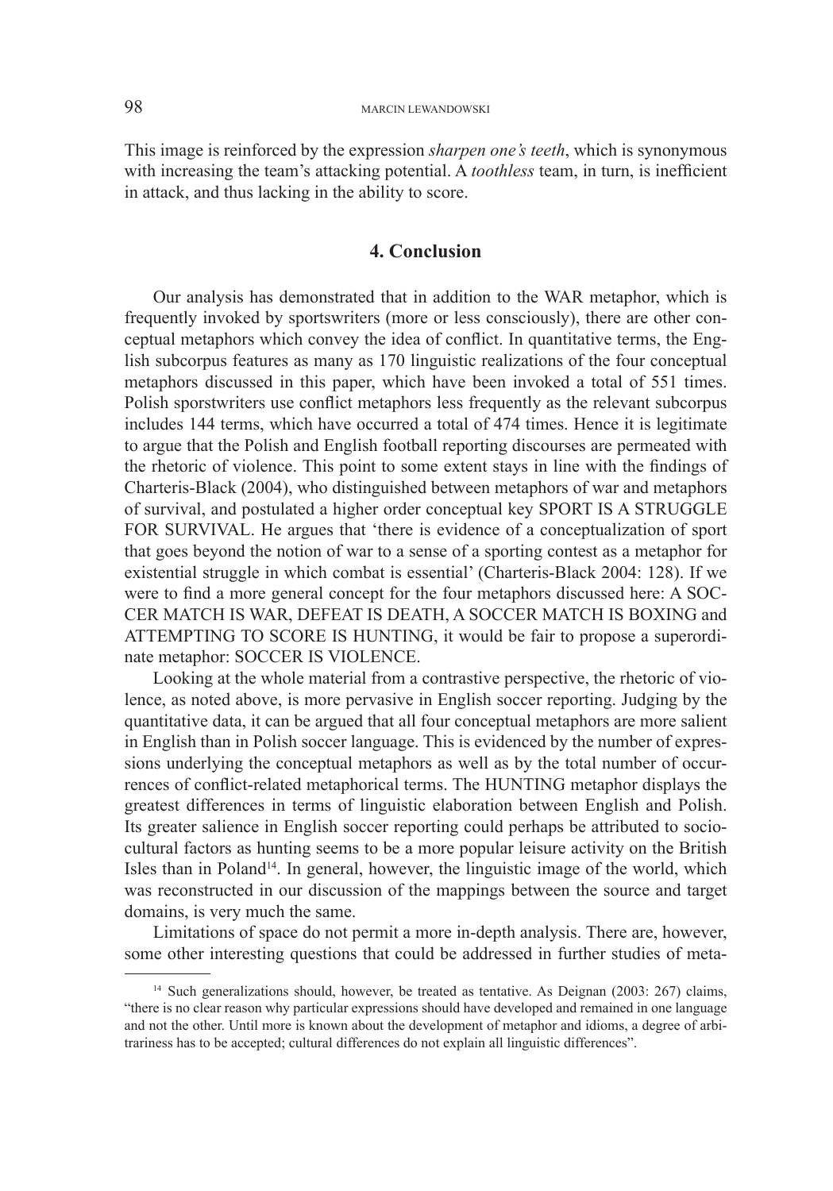This image is reinforced by the expression *sharpen one's teeth*, which is synonymous with increasing the team's attacking potential. A *toothless* team, in turn, is inefficient in attack, and thus lacking in the ability to score.

## 4. Conclusion

Our analysis has demonstrated that in addition to the WAR metaphor, which is frequently invoked by sportswriters (more or less consciously), there are other conceptual metaphors which convey the idea of conflict. In quantitative terms, the English subcorpus features as many as 170 linguistic realizations of the four conceptual metaphors discussed in this paper, which have been invoked a total of 551 times. Polish sporstwriters use conflict metaphors less frequently as the relevant subcorpus includes 144 terms, which have occurred a total of 474 times. Hence it is legitimate to argue that the Polish and English football reporting discourses are permeated with the rhetoric of violence. This point to some extent stays in line with the findings of Charteris-Black (2004), who distinguished between metaphors of war and metaphors of survival, and postulated a higher order conceptual key SPORT IS A STRUGGLE FOR SURVIVAL. He argues that 'there is evidence of a conceptualization of sport that goes beyond the notion of war to a sense of a sporting contest as a metaphor for existential struggle in which combat is essential' (Charteris-Black 2004: 128). If we were to find a more general concept for the four metaphors discussed here: A SOCCER MATCH IS WAR, DEFEAT IS DEATH, A SOCCER MATCH IS BOXING and ATTEMPTING TO SCORE IS HUNTING, it would be fair to propose a superordinate metaphor: SOCCER IS VIOLENCE.

Looking at the whole material from a contrastive perspective, the rhetoric of violence, as noted above, is more pervasive in English soccer reporting. Judging by the quantitative data, it can be argued that all four conceptual metaphors are more salient in English than in Polish soccer language. This is evidenced by the number of expressions underlying the conceptual metaphors as well as by the total number of occurrences of conflict-related metaphorical terms. The HUNTING metaphor displays the greatest differences in terms of linguistic elaboration between English and Polish. Its greater salience in English soccer reporting could perhaps be attributed to sociocultural factors as hunting seems to be a more popular leisure activity on the British Isles than in Poland[14]. In general, however, the linguistic image of the world, which was reconstructed in our discussion of the mappings between the source and target domains, is very much the same.

Limitations of space do not permit a more in-depth analysis. There are, however, some other interesting questions that could be addressed in further studies of meta-

[14] Such generalizations should, however, be treated as tentative. As Deignan (2003: 267) claims, "there is no clear reason why particular expressions should have developed and remained in one language and not the other. Until more is known about the development of metaphor and idioms, a degree of arbitrariness has to be accepted; cultural differences do not explain all linguistic differences".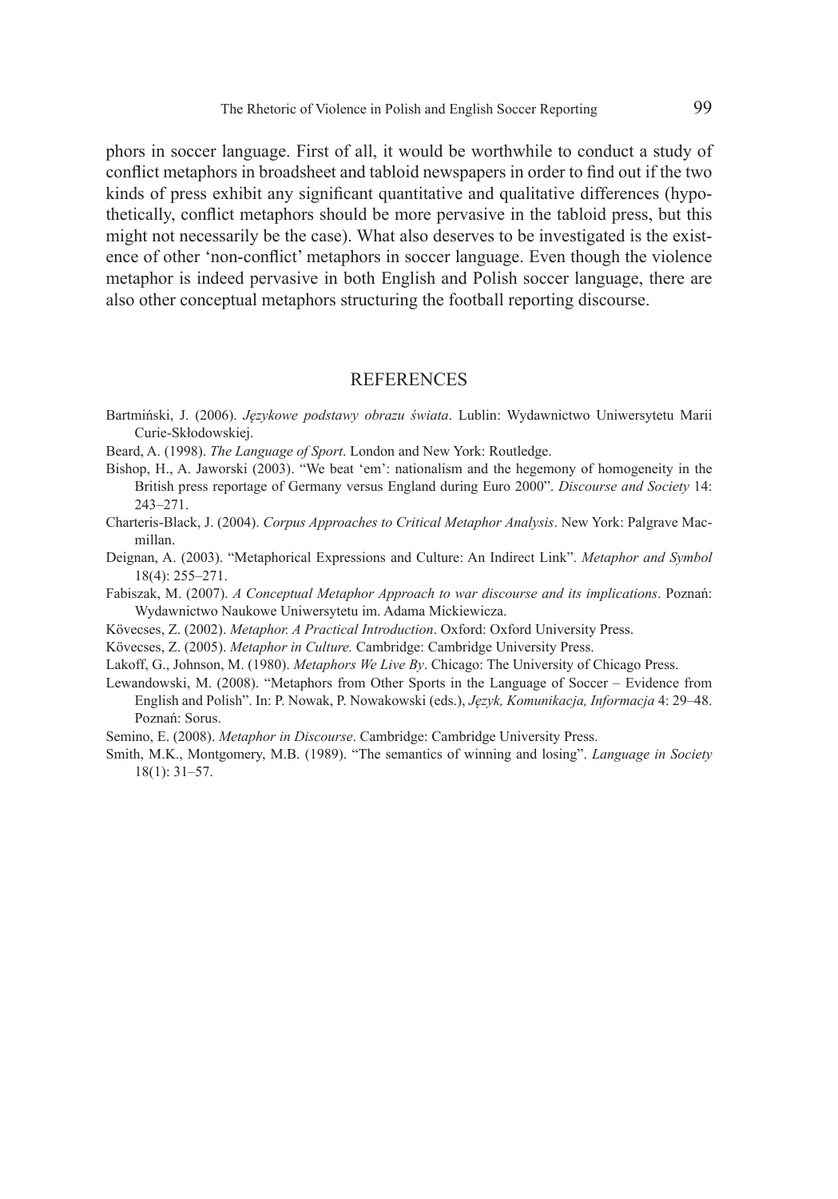phors in soccer language. First of all, it would be worthwhile to conduct a study of conflict metaphors in broadsheet and tabloid newspapers in order to find out if the two kinds of press exhibit any significant quantitative and qualitative differences (hypothetically, conflict metaphors should be more pervasive in the tabloid press, but this might not necessarily be the case). What also deserves to be investigated is the existence of other 'non-conflict' metaphors in soccer language. Even though the violence metaphor is indeed pervasive in both English and Polish soccer language, there are also other conceptual metaphors structuring the football reporting discourse.

## REFERENCES

Bartmiński, J. (2006). *Językowe podstawy obrazu świata*. Lublin: Wydawnictwo Uniwersytetu Marii Curie-Skłodowskiej.

Beard, A. (1998). *The Language of Sport*. London and New York: Routledge.

Bishop, H., A. Jaworski (2003). "We beat 'em': nationalism and the hegemony of homogeneity in the British press reportage of Germany versus England during Euro 2000". *Discourse and Society* 14: 243–271.

Charteris-Black, J. (2004). *Corpus Approaches to Critical Metaphor Analysis*. New York: Palgrave Macmillan.

Deignan, A. (2003). "Metaphorical Expressions and Culture: An Indirect Link". *Metaphor and Symbol* 18(4): 255–271.

Fabiszak, M. (2007). *A Conceptual Metaphor Approach to war discourse and its implications*. Poznań: Wydawnictwo Naukowe Uniwersytetu im. Adama Mickiewicza.

Kövecses, Z. (2002). *Metaphor. A Practical Introduction*. Oxford: Oxford University Press.

Kövecses, Z. (2005). *Metaphor in Culture.* Cambridge: Cambridge University Press.

Lakoff, G., Johnson, M. (1980). *Metaphors We Live By*. Chicago: The University of Chicago Press.

Lewandowski, M. (2008). "Metaphors from Other Sports in the Language of Soccer – Evidence from English and Polish". In: P. Nowak, P. Nowakowski (eds.), *Język, Komunikacja, Informacja* 4: 29–48. Poznań: Sorus.

Semino, E. (2008). *Metaphor in Discourse*. Cambridge: Cambridge University Press.

Smith, M.K., Montgomery, M.B. (1989). "The semantics of winning and losing". *Language in Society* 18(1): 31–57.